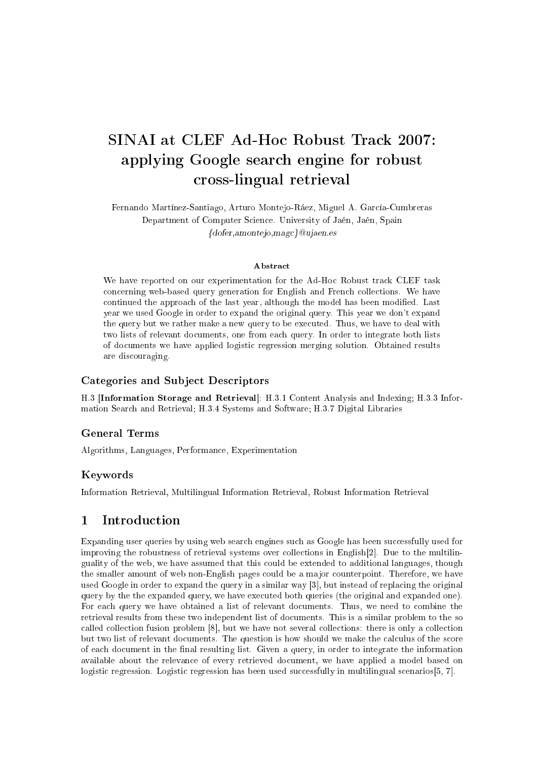# SINAI at CLEF Ad-Hoc Robust Track 2007: applying Google search engine for robust cross-lingual retrieval

Fernando Martínez-Santiago, Arturo Montejo-Ráez, Miguel A. García-Cumbreras
Department of Computer Science. University of Jaén, Jaén, Spain
{dofer,amontejo,magc}@ujaen.es

### Abstract

We have reported on our experimentation for the Ad-Hoc Robust track CLEF task concerning web-based query generation for English and French collections. We have continued the approach of the last year, although the model has been modified. Last year we used Google in order to expand the original query. This year we don't expand the query but we rather make a new query to be executed. Thus, we have to deal with two lists of relevant documents, one from each query. In order to integrate both lists of documents we have applied logistic regression merging solution. Obtained results are discouraging.

### Categories and Subject Descriptors

H.3 [**Information Storage and Retrieval**]: H.3.1 Content Analysis and Indexing; H.3.3 Information Search and Retrieval; H.3.4 Systems and Software; H.3.7 Digital Libraries

### General Terms

Algorithms, Languages, Performance, Experimentation

### Keywords

Information Retrieval, Multilingual Information Retrieval, Robust Information Retrieval

## 1 Introduction

Expanding user queries by using web search engines such as Google has been successfully used for improving the robustness of retrieval systems over collections in English[2]. Due to the multilinguality of the web, we have assumed that this could be extended to additional languages, though the smaller amount of web non-English pages could be a major counterpoint. Therefore, we have used Google in order to expand the query in a similar way [3], but instead of replacing the original query by the the expanded query, we have executed both queries (the original and expanded one). For each query we have obtained a list of relevant documents. Thus, we need to combine the retrieval results from these two independent list of documents. This is a similar problem to the so called collection fusion problem [8], but we have not several collections: there is only a collection but two list of relevant documents. The question is how should we make the calculus of the score of each document in the final resulting list. Given a query, in order to integrate the information available about the relevance of every retrieved document, we have applied a model based on logistic regression. Logistic regression has been used successfully in multilingual scenarios[5, 7].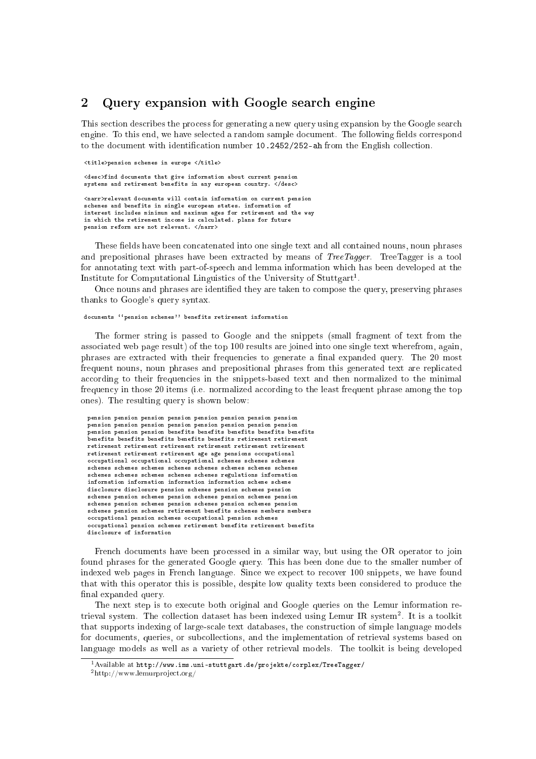## 2 Query expansion with Google search engine

This section describes the process for generating a new query using expansion by the Google search engine. To this end, we have selected a random sample document. The following fields correspond to the document with identification number `10.2452/252-ah` from the English collection.

```
<title>pension schemes in europe </title>

<desc>find documents that give information about current pension
systems and retirement benefits in any european country. </desc>

<narr>relevant documents will contain information on current pension
schemes and benefits in single european states. information of
interest includes minimum and maximum ages for retirement and the way
in which the retirement income is calculated. plans for future
pension reform are not relevant. </narr>
```

These fields have been concatenated into one single text and all contained nouns, noun phrases and prepositional phrases have been extracted by means of *TreeTagger*. TreeTagger is a tool for annotating text with part-of-speech and lemma information which has been developed at the Institute for Computational Linguistics of the University of Stuttgart[1].

Once nouns and phrases are identified they are taken to compose the query, preserving phrases thanks to Google's query syntax.

```
documents ``pension schemes'' benefits retirement information
```

The former string is passed to Google and the snippets (small fragment of text from the associated web page result) of the top 100 results are joined into one single text wherefrom, again, phrases are extracted with their frequencies to generate a final expanded query. The 20 most frequent nouns, noun phrases and prepositional phrases from this generated text are replicated according to their frequencies in the snippets-based text and then normalized to the minimal frequency in those 20 items (i.e. normalized according to the least frequent phrase among the top ones). The resulting query is shown below:

```
pension pension pension pension pension pension pension pension
pension pension pension pension pension pension pension pension
pension pension pension benefits benefits benefits benefits benefits
benefits benefits benefits benefits benefits retirement retirement
retirement retirement retirement retirement retirement retirement
retirement retirement retirement age age pensions occupational
occupational occupational occupational schemes schemes schemes
schemes schemes schemes schemes schemes schemes schemes schemes
schemes schemes schemes schemes schemes regulations information
information information information information scheme scheme
disclosure disclosure pension schemes pension schemes pension
schemes pension schemes pension schemes pension schemes pension
schemes pension schemes pension schemes pension schemes pension
schemes pension schemes retirement benefits schemes members members
occupational pension schemes occupational pension schemes
occupational pension schemes retirement benefits retirement benefits
disclosure of information
```

French documents have been processed in a similar way, but using the OR operator to join found phrases for the generated Google query. This has been done due to the smaller number of indexed web pages in French language. Since we expect to recover 100 snippets, we have found that with this operator this is possible, despite low quality texts been considered to produce the final expanded query.

The next step is to execute both original and Google queries on the Lemur information retrieval system. The collection dataset has been indexed using Lemur IR system[2]. It is a toolkit that supports indexing of large-scale text databases, the construction of simple language models for documents, queries, or subcollections, and the implementation of retrieval systems based on language models as well as a variety of other retrieval models. The toolkit is being developed

[1] Available at `http://www.ims.uni-stuttgart.de/projekte/corplex/TreeTagger/`

[2] http://www.lemurproject.org/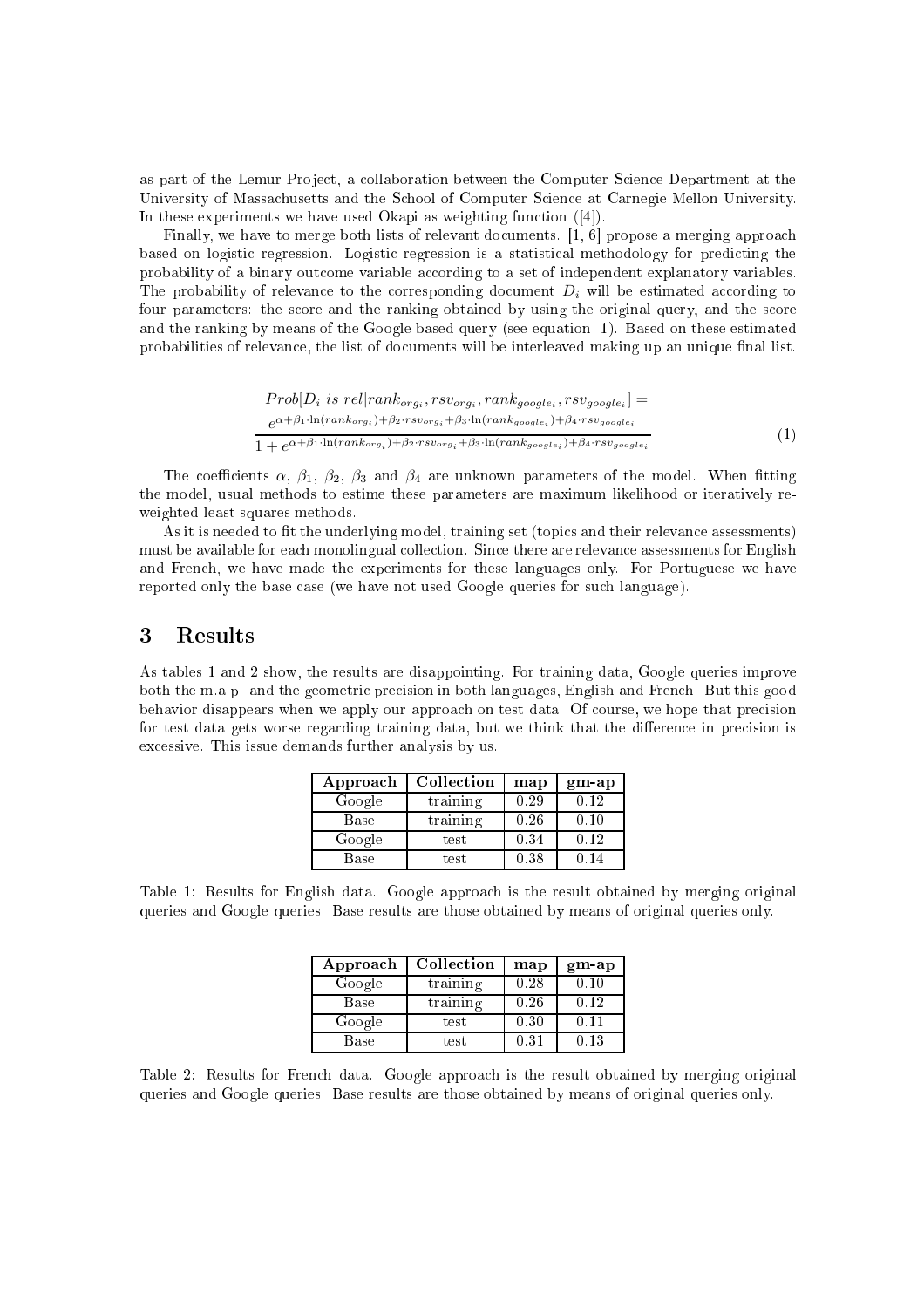as part of the Lemur Project, a collaboration between the Computer Science Department at the University of Massachusetts and the School of Computer Science at Carnegie Mellon University. In these experiments we have used Okapi as weighting function ([4]).

Finally, we have to merge both lists of relevant documents. [1, 6] propose a merging approach based on logistic regression. Logistic regression is a statistical methodology for predicting the probability of a binary outcome variable according to a set of independent explanatory variables. The probability of relevance to the corresponding document $D_i$ will be estimated according to four parameters: the score and the ranking obtained by using the original query, and the score and the ranking by means of the Google-based query (see equation 1). Based on these estimated probabilities of relevance, the list of documents will be interleaved making up an unique final list.

$$Prob[D_i \ is \ rel | rank_{org_i}, rsv_{org_i}, rank_{google_i}, rsv_{google_i}] = \frac{e^{\alpha + \beta_1 \cdot \ln(rank_{org_i}) + \beta_2 \cdot rsv_{org_i} + \beta_3 \cdot \ln(rank_{google_i}) + \beta_4 \cdot rsv_{google_i}}}{1 + e^{\alpha + \beta_1 \cdot \ln(rank_{org_i}) + \beta_2 \cdot rsv_{org_i} + \beta_3 \cdot \ln(rank_{google_i}) + \beta_4 \cdot rsv_{google_i}}} \tag{1}$$

The coefficients $\alpha$, $\beta_1$, $\beta_2$, $\beta_3$ and $\beta_4$ are unknown parameters of the model. When fitting the model, usual methods to estime these parameters are maximum likelihood or iteratively re-weighted least squares methods.

As it is needed to fit the underlying model, training set (topics and their relevance assessments) must be available for each monolingual collection. Since there are relevance assessments for English and French, we have made the experiments for these languages only. For Portuguese we have reported only the base case (we have not used Google queries for such language).

# 3 Results

As tables 1 and 2 show, the results are disappointing. For training data, Google queries improve both the m.a.p. and the geometric precision in both languages, English and French. But this good behavior disappears when we apply our approach on test data. Of course, we hope that precision for test data gets worse regarding training data, but we think that the difference in precision is excessive. This issue demands further analysis by us.

| Approach | Collection | map | gm-ap |
|---|---|---|---|
| Google | training | 0.29 | 0.12 |
| Base | training | 0.26 | 0.10 |
| Google | test | 0.34 | 0.12 |
| Base | test | 0.38 | 0.14 |

Table 1: Results for English data. Google approach is the result obtained by merging original queries and Google queries. Base results are those obtained by means of original queries only.

| Approach | Collection | map | gm-ap |
|---|---|---|---|
| Google | training | 0.28 | 0.10 |
| Base | training | 0.26 | 0.12 |
| Google | test | 0.30 | 0.11 |
| Base | test | 0.31 | 0.13 |

Table 2: Results for French data. Google approach is the result obtained by merging original queries and Google queries. Base results are those obtained by means of original queries only.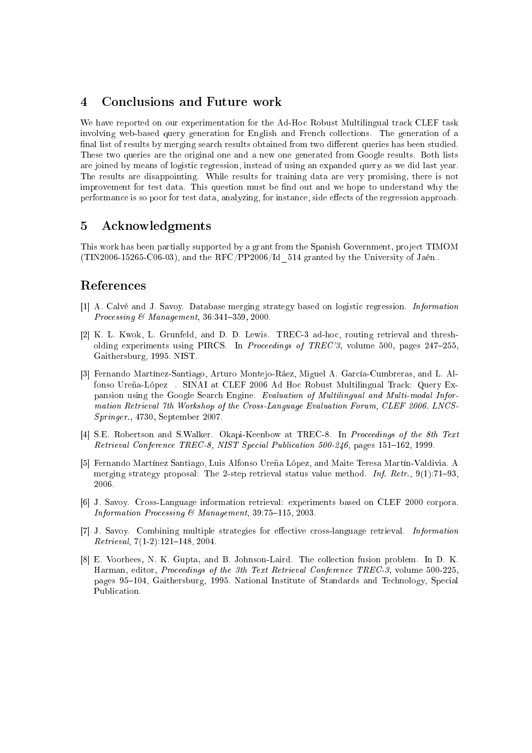## 4 Conclusions and Future work

We have reported on our experimentation for the Ad-Hoc Robust Multilingual track CLEF task involving web-based query generation for English and French collections. The generation of a final list of results by merging search results obtained from two different queries has been studied. These two queries are the original one and a new one generated from Google results. Both lists are joined by means of logistic regression, instead of using an expanded query as we did last year. The results are disappointing. While results for training data are very promising, there is not improvement for test data. This question must be find out and we hope to understand why the performance is so poor for test data, analyzing, for instance, side effects of the regression approach.

## 5 Acknowledgments

This work has been partially supported by a grant from the Spanish Government, project TIMOM (TIN2006-15265-C06-03), and the RFC/PP2006/Id_514 granted by the University of Jaén..

## References

[1] A. Calvé and J. Savoy. Database merging strategy based on logistic regression. *Information Processing & Management*, 36:341–359, 2000.

[2] K. L. Kwok, L. Grunfeld, and D. D. Lewis. TREC-3 ad-hoc, routing retrieval and thresholding experiments using PIRCS. In *Proceedings of TREC'3*, volume 500, pages 247–255, Gaithersburg, 1995. NIST.

[3] Fernando Martínez-Santiago, Arturo Montejo-Ráez, Miguel A. García-Cumbreras, and L. Alfonso Ureña-López . SINAI at CLEF 2006 Ad Hoc Robust Multilingual Track: Query Expansion using the Google Search Engine. *Evaluation of Multilingual and Multi-modal Information Retrieval 7th Workshop of the Cross-Language Evaluation Forum, CLEF 2006. LNCS-Springer.*, 4730, September 2007.

[4] S.E. Robertson and S.Walker. Okapi-Keenbow at TREC-8. In *Proceedings of the 8th Text Retrieval Conference TREC-8, NIST Special Publication 500-246*, pages 151–162, 1999.

[5] Fernando Martínez Santiago, Luis Alfonso Ureña López, and Maite Teresa Martín-Valdivia. A merging strategy proposal: The 2-step retrieval status value method. *Inf. Retr.*, 9(1):71–93, 2006.

[6] J. Savoy. Cross-Language information retrieval: experiments based on CLEF 2000 corpora. *Information Processing & Management*, 39:75–115, 2003.

[7] J. Savoy. Combining multiple strategies for effective cross-language retrieval. *Information Retrieval*, 7(1-2):121–148, 2004.

[8] E. Voorhees, N. K. Gupta, and B. Johnson-Laird. The collection fusion problem. In D. K. Harman, editor, *Proceedings of the 3th Text Retrieval Conference TREC-3*, volume 500-225, pages 95–104, Gaithersburg, 1995. National Institute of Standards and Technology, Special Publication.